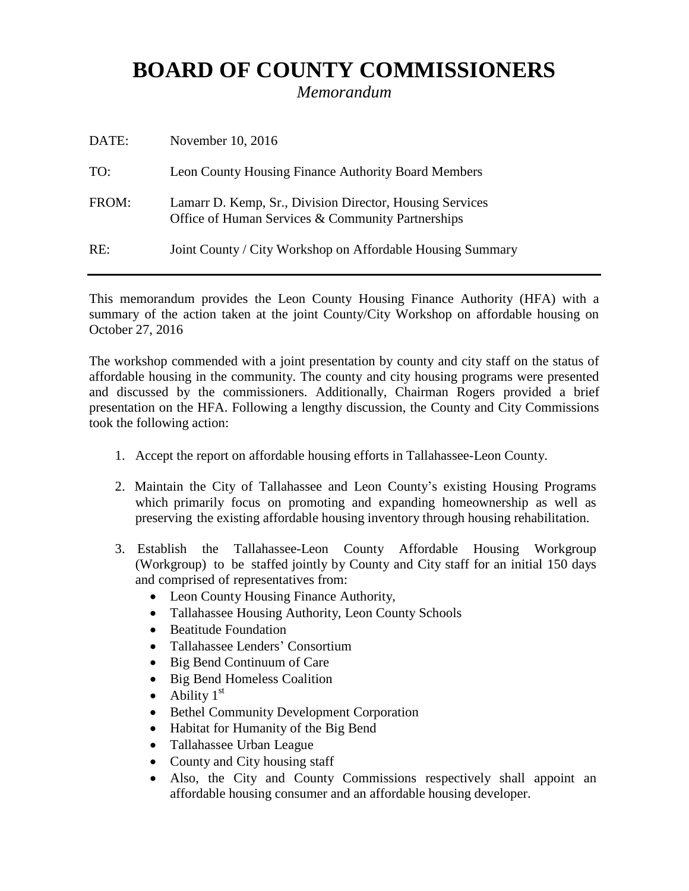# BOARD OF COUNTY COMMISSIONERS

*Memorandum*

DATE: November 10, 2016

TO: Leon County Housing Finance Authority Board Members

FROM: Lamarr D. Kemp, Sr., Division Director, Housing Services
Office of Human Services & Community Partnerships

RE: Joint County / City Workshop on Affordable Housing Summary

---

This memorandum provides the Leon County Housing Finance Authority (HFA) with a summary of the action taken at the joint County/City Workshop on affordable housing on October 27, 2016

The workshop commended with a joint presentation by county and city staff on the status of affordable housing in the community. The county and city housing programs were presented and discussed by the commissioners. Additionally, Chairman Rogers provided a brief presentation on the HFA. Following a lengthy discussion, the County and City Commissions took the following action:

1. Accept the report on affordable housing efforts in Tallahassee-Leon County.

2. Maintain the City of Tallahassee and Leon County's existing Housing Programs which primarily focus on promoting and expanding homeownership as well as preserving the existing affordable housing inventory through housing rehabilitation.

3. Establish the Tallahassee-Leon County Affordable Housing Workgroup (Workgroup) to be staffed jointly by County and City staff for an initial 150 days and comprised of representatives from:
   - Leon County Housing Finance Authority,
   - Tallahassee Housing Authority, Leon County Schools
   - Beatitude Foundation
   - Tallahassee Lenders' Consortium
   - Big Bend Continuum of Care
   - Big Bend Homeless Coalition
   - Ability 1st
   - Bethel Community Development Corporation
   - Habitat for Humanity of the Big Bend
   - Tallahassee Urban League
   - County and City housing staff
   - Also, the City and County Commissions respectively shall appoint an affordable housing consumer and an affordable housing developer.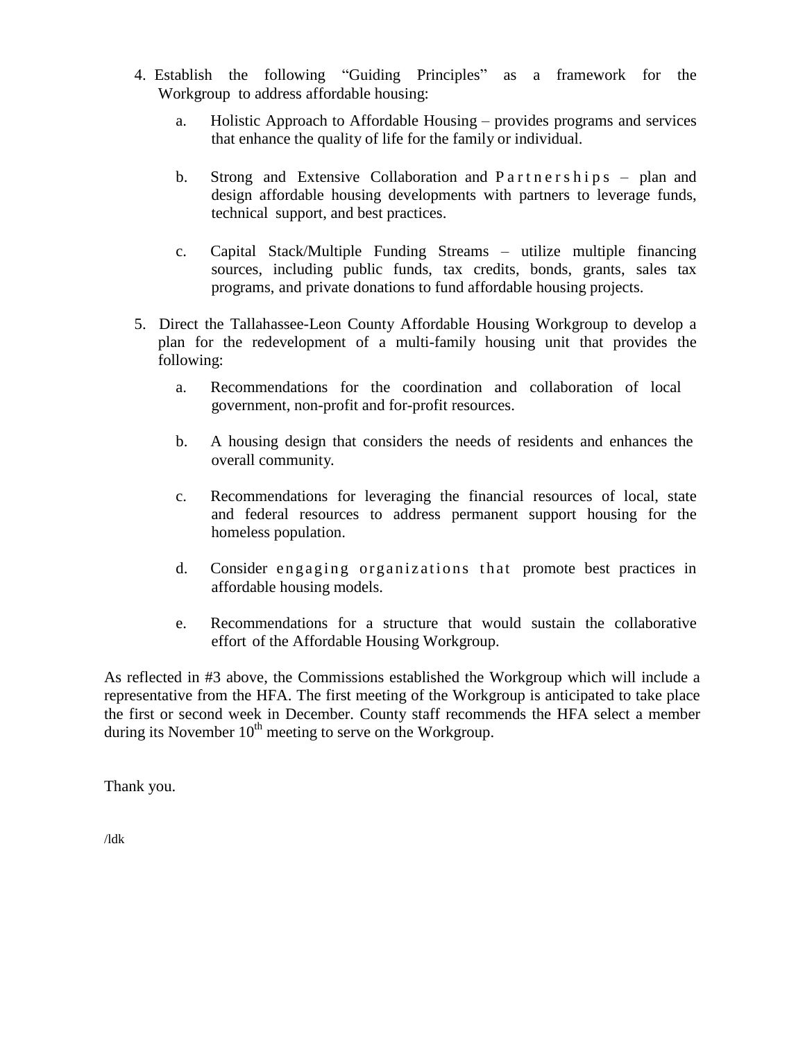4. Establish the following "Guiding Principles" as a framework for the Workgroup to address affordable housing:

    a. Holistic Approach to Affordable Housing – provides programs and services that enhance the quality of life for the family or individual.

    b. Strong and Extensive Collaboration and Partnerships – plan and design affordable housing developments with partners to leverage funds, technical support, and best practices.

    c. Capital Stack/Multiple Funding Streams – utilize multiple financing sources, including public funds, tax credits, bonds, grants, sales tax programs, and private donations to fund affordable housing projects.

5. Direct the Tallahassee-Leon County Affordable Housing Workgroup to develop a plan for the redevelopment of a multi-family housing unit that provides the following:

    a. Recommendations for the coordination and collaboration of local government, non-profit and for-profit resources.

    b. A housing design that considers the needs of residents and enhances the overall community.

    c. Recommendations for leveraging the financial resources of local, state and federal resources to address permanent support housing for the homeless population.

    d. Consider engaging organizations that promote best practices in affordable housing models.

    e. Recommendations for a structure that would sustain the collaborative effort of the Affordable Housing Workgroup.

As reflected in #3 above, the Commissions established the Workgroup which will include a representative from the HFA. The first meeting of the Workgroup is anticipated to take place the first or second week in December. County staff recommends the HFA select a member during its November 10th meeting to serve on the Workgroup.

Thank you.

/ldk